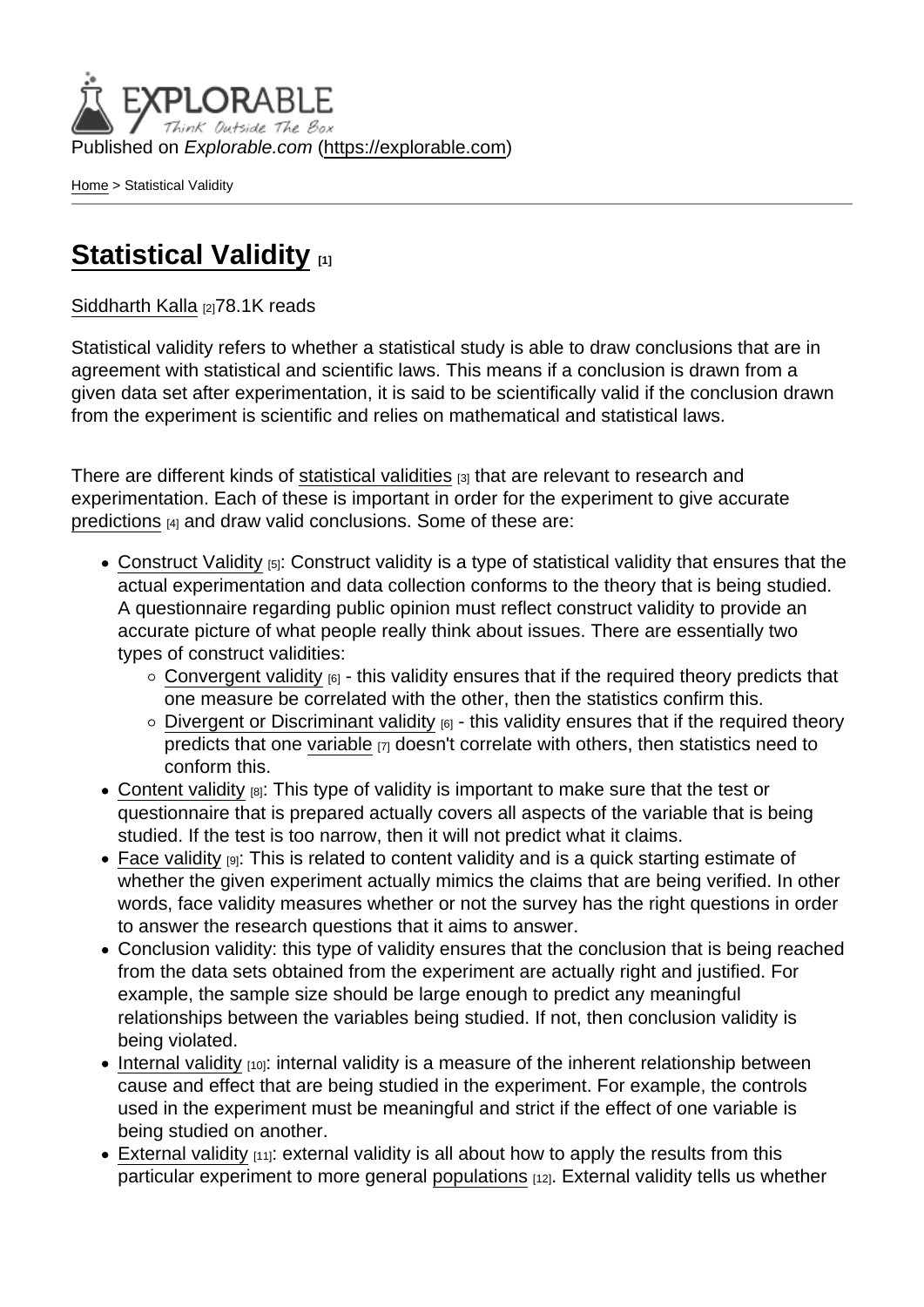Published on *Explorable.com* (https://explorable.com)

Home > Statistical Validity

# Statistical Validity [1]

Siddharth Kalla [2]78.1K reads

Statistical validity refers to whether a statistical study is able to draw conclusions that are in agreement with statistical and scientific laws. This means if a conclusion is drawn from a given data set after experimentation, it is said to be scientifically valid if the conclusion drawn from the experiment is scientific and relies on mathematical and statistical laws.

There are different kinds of statistical validities [3] that are relevant to research and experimentation. Each of these is important in order for the experiment to give accurate predictions [4] and draw valid conclusions. Some of these are:

- Construct Validity [5]: Construct validity is a type of statistical validity that ensures that the actual experimentation and data collection conforms to the theory that is being studied. A questionnaire regarding public opinion must reflect construct validity to provide an accurate picture of what people really think about issues. There are essentially two types of construct validities:
  - Convergent validity [6] - this validity ensures that if the required theory predicts that one measure be correlated with the other, then the statistics confirm this.
  - Divergent or Discriminant validity [6] - this validity ensures that if the required theory predicts that one variable [7] doesn't correlate with others, then statistics need to conform this.
- Content validity [8]: This type of validity is important to make sure that the test or questionnaire that is prepared actually covers all aspects of the variable that is being studied. If the test is too narrow, then it will not predict what it claims.
- Face validity [9]: This is related to content validity and is a quick starting estimate of whether the given experiment actually mimics the claims that are being verified. In other words, face validity measures whether or not the survey has the right questions in order to answer the research questions that it aims to answer.
- Conclusion validity: this type of validity ensures that the conclusion that is being reached from the data sets obtained from the experiment are actually right and justified. For example, the sample size should be large enough to predict any meaningful relationships between the variables being studied. If not, then conclusion validity is being violated.
- Internal validity [10]: internal validity is a measure of the inherent relationship between cause and effect that are being studied in the experiment. For example, the controls used in the experiment must be meaningful and strict if the effect of one variable is being studied on another.
- External validity [11]: external validity is all about how to apply the results from this particular experiment to more general populations [12]. External validity tells us whether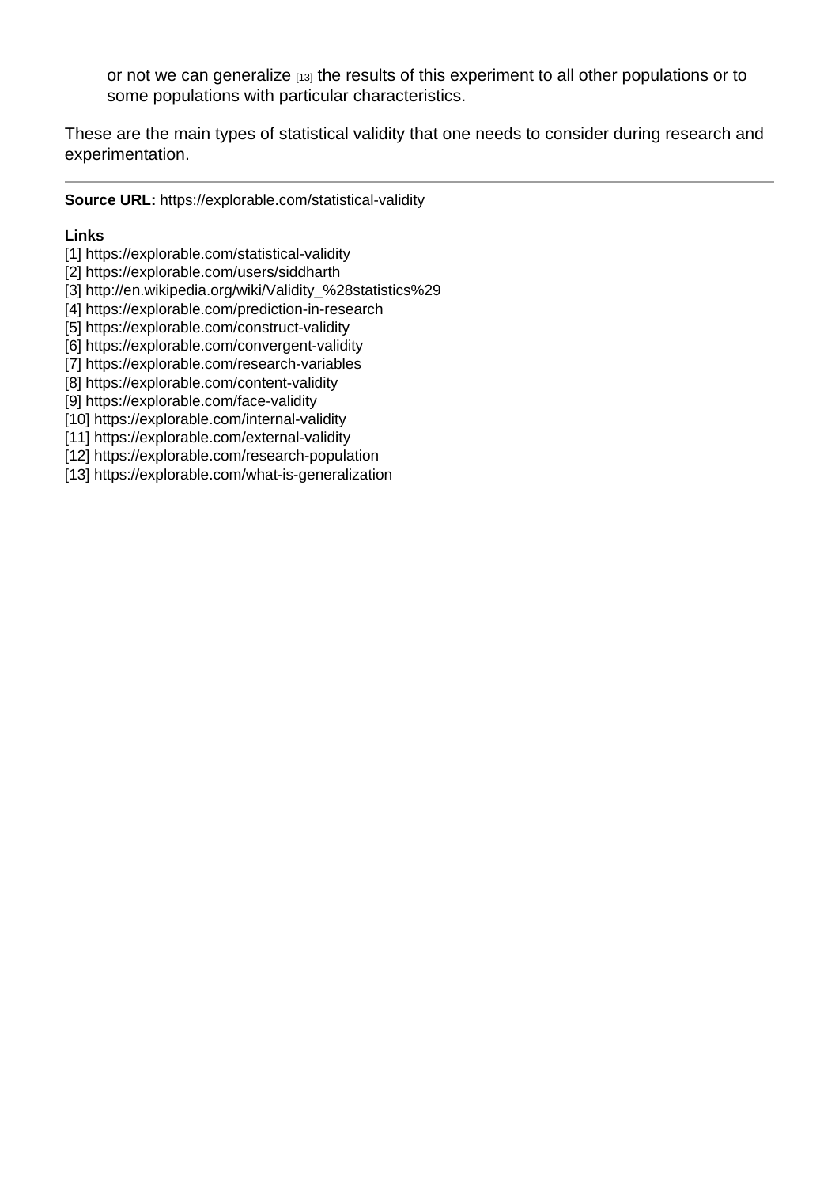or not we can generalize [13] the results of this experiment to all other populations or to some populations with particular characteristics.

These are the main types of statistical validity that one needs to consider during research and experimentation.

---

**Source URL:** https://explorable.com/statistical-validity

**Links**

[1] https://explorable.com/statistical-validity
[2] https://explorable.com/users/siddharth
[3] http://en.wikipedia.org/wiki/Validity_%28statistics%29
[4] https://explorable.com/prediction-in-research
[5] https://explorable.com/construct-validity
[6] https://explorable.com/convergent-validity
[7] https://explorable.com/research-variables
[8] https://explorable.com/content-validity
[9] https://explorable.com/face-validity
[10] https://explorable.com/internal-validity
[11] https://explorable.com/external-validity
[12] https://explorable.com/research-population
[13] https://explorable.com/what-is-generalization